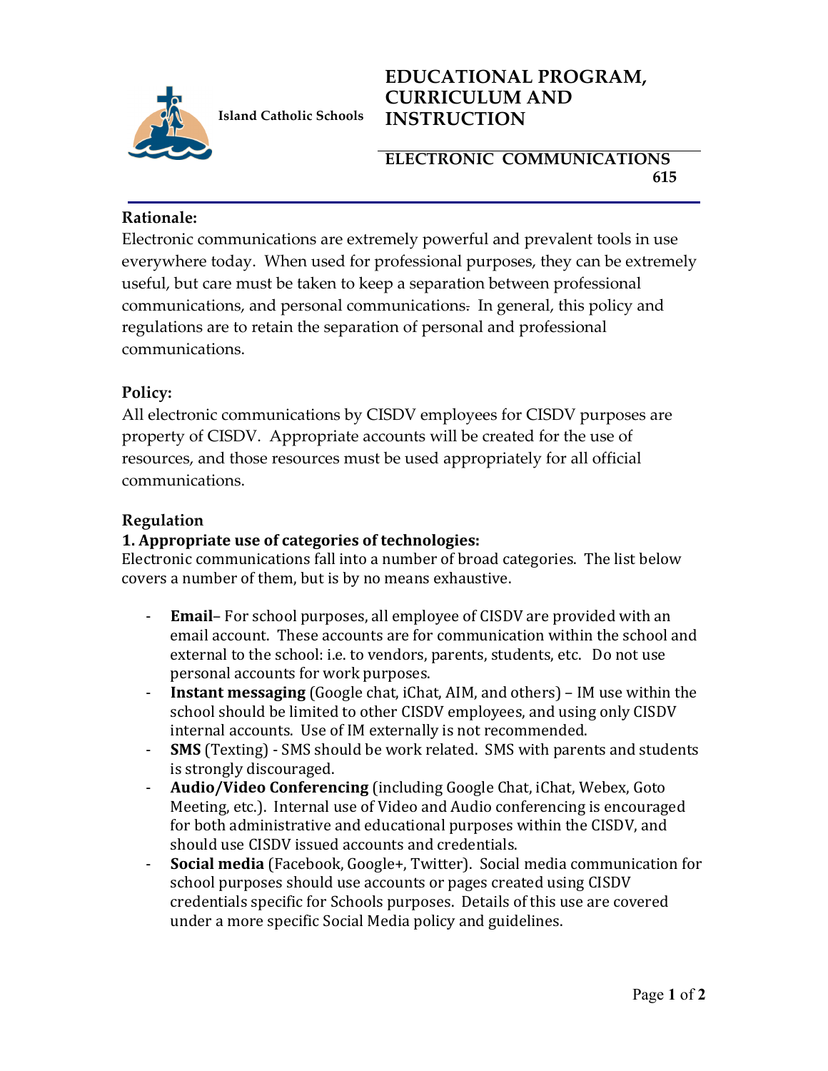Island Catholic Schools

# EDUCATIONAL PROGRAM, CURRICULUM AND INSTRUCTION

## ELECTRONIC COMMUNICATIONS

**615**

### Rationale:

Electronic communications are extremely powerful and prevalent tools in use everywhere today. When used for professional purposes, they can be extremely useful, but care must be taken to keep a separation between professional communications, and personal communications. In general, this policy and regulations are to retain the separation of personal and professional communications.

### Policy:

All electronic communications by CISDV employees for CISDV purposes are property of CISDV. Appropriate accounts will be created for the use of resources, and those resources must be used appropriately for all official communications.

### Regulation

**1. Appropriate use of categories of technologies:**

Electronic communications fall into a number of broad categories. The list below covers a number of them, but is by no means exhaustive.

- **Email**– For school purposes, all employee of CISDV are provided with an email account. These accounts are for communication within the school and external to the school: i.e. to vendors, parents, students, etc. Do not use personal accounts for work purposes.
- **Instant messaging** (Google chat, iChat, AIM, and others) – IM use within the school should be limited to other CISDV employees, and using only CISDV internal accounts. Use of IM externally is not recommended.
- **SMS** (Texting) - SMS should be work related. SMS with parents and students is strongly discouraged.
- **Audio/Video Conferencing** (including Google Chat, iChat, Webex, Goto Meeting, etc.). Internal use of Video and Audio conferencing is encouraged for both administrative and educational purposes within the CISDV, and should use CISDV issued accounts and credentials.
- **Social media** (Facebook, Google+, Twitter). Social media communication for school purposes should use accounts or pages created using CISDV credentials specific for Schools purposes. Details of this use are covered under a more specific Social Media policy and guidelines.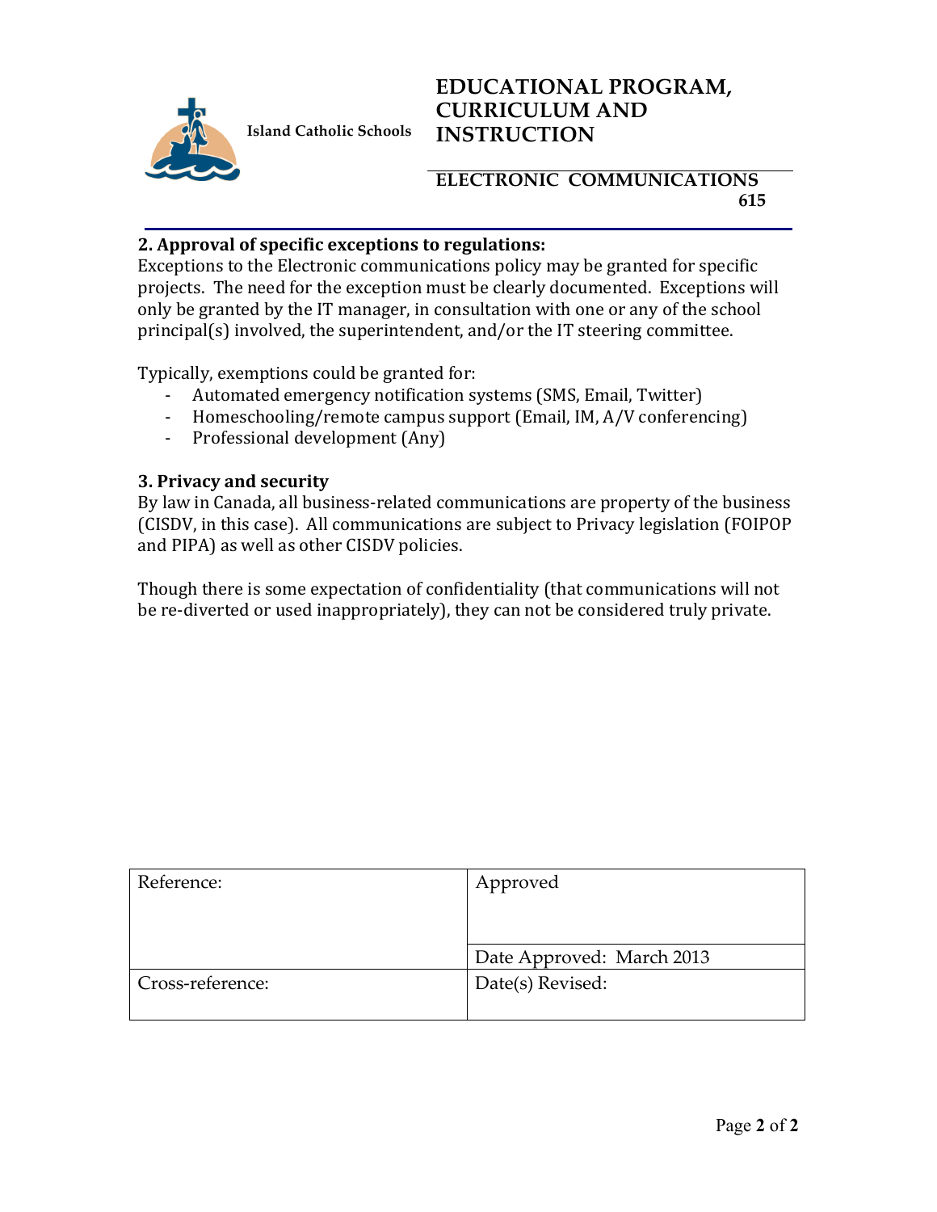## 2. Approval of specific exceptions to regulations:

Exceptions to the Electronic communications policy may be granted for specific projects. The need for the exception must be clearly documented. Exceptions will only be granted by the IT manager, in consultation with one or any of the school principal(s) involved, the superintendent, and/or the IT steering committee.

Typically, exemptions could be granted for:

- Automated emergency notification systems (SMS, Email, Twitter)
- Homeschooling/remote campus support (Email, IM, A/V conferencing)
- Professional development (Any)

## 3. Privacy and security

By law in Canada, all business-related communications are property of the business (CISDV, in this case). All communications are subject to Privacy legislation (FOIPOP and PIPA) as well as other CISDV policies.

Though there is some expectation of confidentiality (that communications will not be re-diverted or used inappropriately), they can not be considered truly private.

| | |
|---|---|
| Reference: | Approved |
| | Date Approved: March 2013 |
| Cross-reference: | Date(s) Revised: |